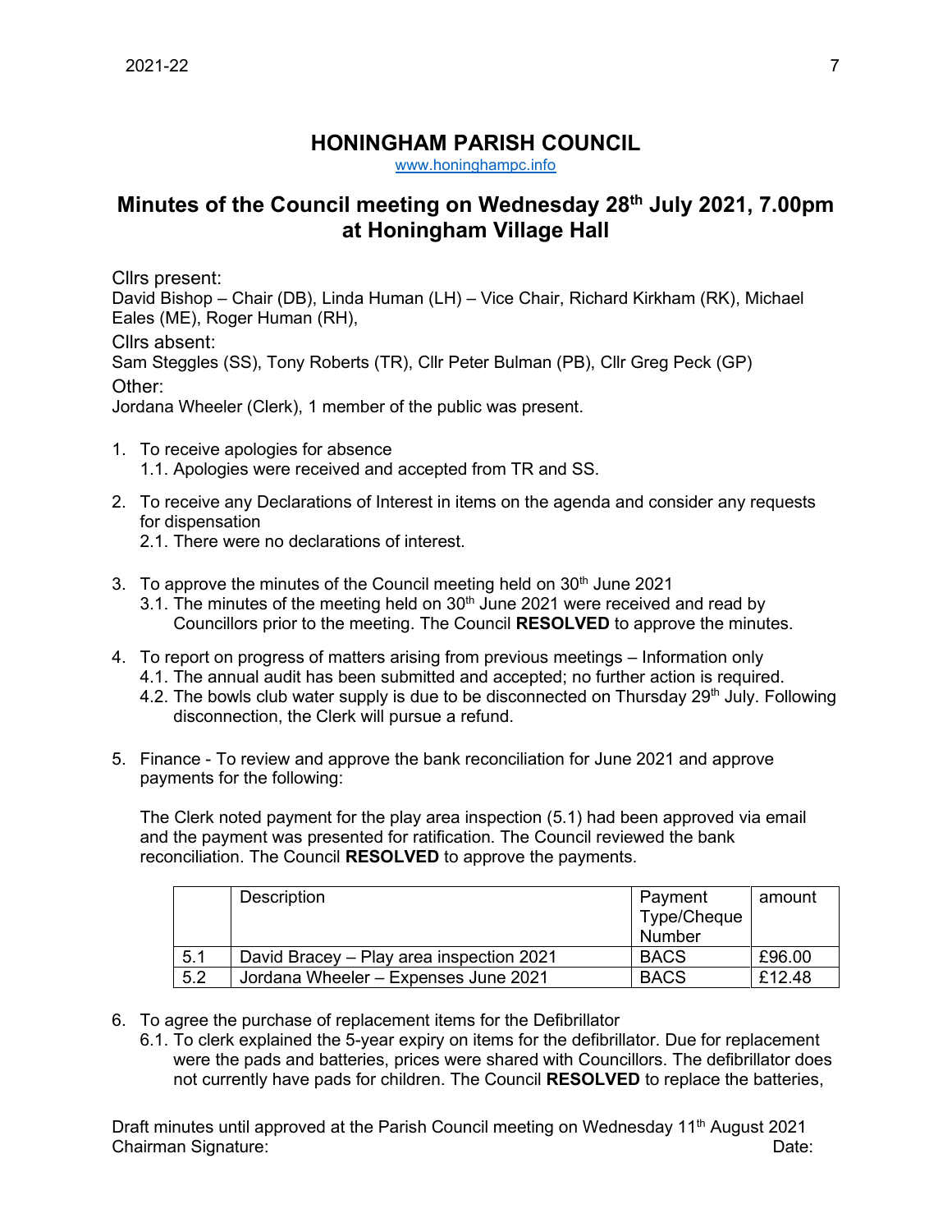# HONINGHAM PARISH COUNCIL

www.honinghampc.info

## Minutes of the Council meeting on Wednesday 28th July 2021, 7.00pm at Honingham Village Hall

Cllrs present:
David Bishop – Chair (DB), Linda Human (LH) – Vice Chair, Richard Kirkham (RK), Michael Eales (ME), Roger Human (RH),

Cllrs absent:
Sam Steggles (SS), Tony Roberts (TR), Cllr Peter Bulman (PB), Cllr Greg Peck (GP)

Other:
Jordana Wheeler (Clerk), 1 member of the public was present.

1. To receive apologies for absence
   1.1. Apologies were received and accepted from TR and SS.
2. To receive any Declarations of Interest in items on the agenda and consider any requests for dispensation
   2.1. There were no declarations of interest.
3. To approve the minutes of the Council meeting held on 30th June 2021
   3.1. The minutes of the meeting held on 30th June 2021 were received and read by Councillors prior to the meeting. The Council **RESOLVED** to approve the minutes.
4. To report on progress of matters arising from previous meetings – Information only
   4.1. The annual audit has been submitted and accepted; no further action is required.
   4.2. The bowls club water supply is due to be disconnected on Thursday 29th July. Following disconnection, the Clerk will pursue a refund.
5. Finance - To review and approve the bank reconciliation for June 2021 and approve payments for the following:

   The Clerk noted payment for the play area inspection (5.1) had been approved via email and the payment was presented for ratification. The Council reviewed the bank reconciliation. The Council **RESOLVED** to approve the payments.

| | Description | Payment Type/Cheque Number | amount |
|---|---|---|---|
| 5.1 | David Bracey – Play area inspection 2021 | BACS | £96.00 |
| 5.2 | Jordana Wheeler – Expenses June 2021 | BACS | £12.48 |

6. To agree the purchase of replacement items for the Defibrillator
   6.1. To clerk explained the 5-year expiry on items for the defibrillator. Due for replacement were the pads and batteries, prices were shared with Councillors. The defibrillator does not currently have pads for children. The Council **RESOLVED** to replace the batteries,

Draft minutes until approved at the Parish Council meeting on Wednesday 11th August 2021
Chairman Signature: Date: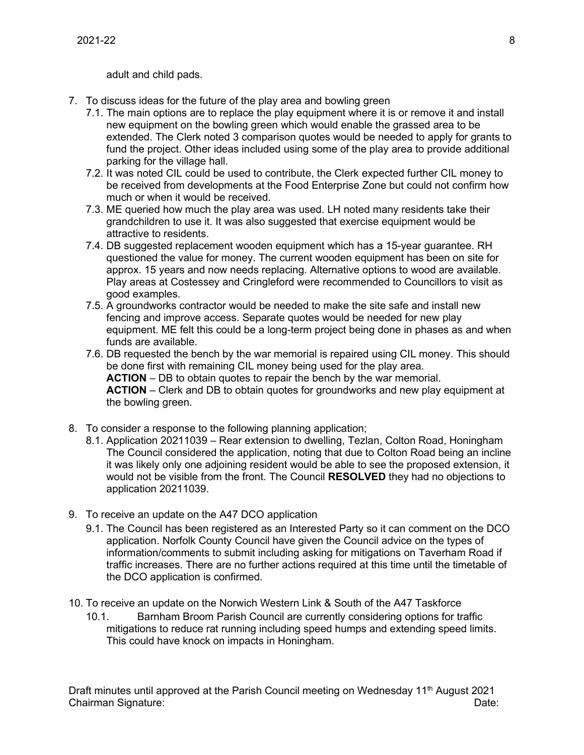adult and child pads.

7. To discuss ideas for the future of the play area and bowling green
   7.1. The main options are to replace the play equipment where it is or remove it and install new equipment on the bowling green which would enable the grassed area to be extended. The Clerk noted 3 comparison quotes would be needed to apply for grants to fund the project. Other ideas included using some of the play area to provide additional parking for the village hall.
   7.2. It was noted CIL could be used to contribute, the Clerk expected further CIL money to be received from developments at the Food Enterprise Zone but could not confirm how much or when it would be received.
   7.3. ME queried how much the play area was used. LH noted many residents take their grandchildren to use it. It was also suggested that exercise equipment would be attractive to residents.
   7.4. DB suggested replacement wooden equipment which has a 15-year guarantee. RH questioned the value for money. The current wooden equipment has been on site for approx. 15 years and now needs replacing. Alternative options to wood are available. Play areas at Costessey and Cringleford were recommended to Councillors to visit as good examples.
   7.5. A groundworks contractor would be needed to make the site safe and install new fencing and improve access. Separate quotes would be needed for new play equipment. ME felt this could be a long-term project being done in phases as and when funds are available.
   7.6. DB requested the bench by the war memorial is repaired using CIL money. This should be done first with remaining CIL money being used for the play area.
   **ACTION** – DB to obtain quotes to repair the bench by the war memorial.
   **ACTION** – Clerk and DB to obtain quotes for groundworks and new play equipment at the bowling green.

8. To consider a response to the following planning application;
   8.1. Application 20211039 – Rear extension to dwelling, Tezlan, Colton Road, Honingham
   The Council considered the application, noting that due to Colton Road being an incline it was likely only one adjoining resident would be able to see the proposed extension, it would not be visible from the front. The Council **RESOLVED** they had no objections to application 20211039.

9. To receive an update on the A47 DCO application
   9.1. The Council has been registered as an Interested Party so it can comment on the DCO application. Norfolk County Council have given the Council advice on the types of information/comments to submit including asking for mitigations on Taverham Road if traffic increases. There are no further actions required at this time until the timetable of the DCO application is confirmed.

10. To receive an update on the Norwich Western Link & South of the A47 Taskforce
    10.1. Barnham Broom Parish Council are currently considering options for traffic mitigations to reduce rat running including speed humps and extending speed limits. This could have knock on impacts in Honingham.

Draft minutes until approved at the Parish Council meeting on Wednesday 11th August 2021
Chairman Signature: Date: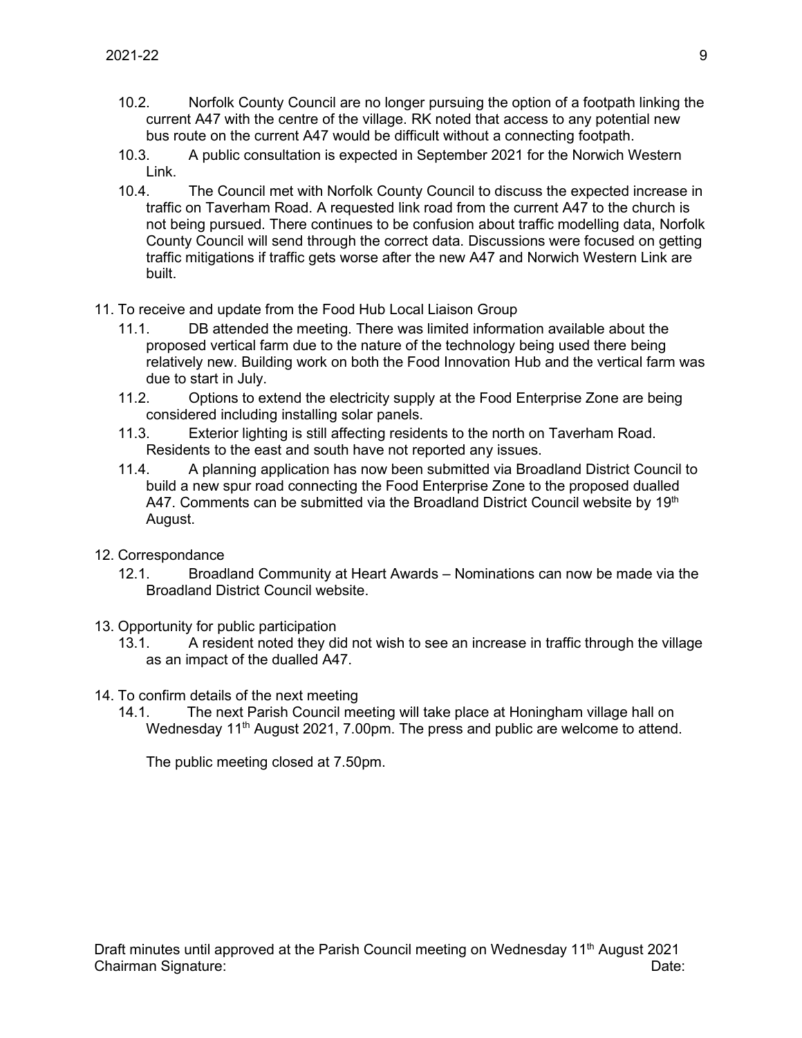- 10.2. Norfolk County Council are no longer pursuing the option of a footpath linking the current A47 with the centre of the village. RK noted that access to any potential new bus route on the current A47 would be difficult without a connecting footpath.
- 10.3. A public consultation is expected in September 2021 for the Norwich Western Link.
- 10.4. The Council met with Norfolk County Council to discuss the expected increase in traffic on Taverham Road. A requested link road from the current A47 to the church is not being pursued. There continues to be confusion about traffic modelling data, Norfolk County Council will send through the correct data. Discussions were focused on getting traffic mitigations if traffic gets worse after the new A47 and Norwich Western Link are built.

11. To receive and update from the Food Hub Local Liaison Group
    - 11.1. DB attended the meeting. There was limited information available about the proposed vertical farm due to the nature of the technology being used there being relatively new. Building work on both the Food Innovation Hub and the vertical farm was due to start in July.
    - 11.2. Options to extend the electricity supply at the Food Enterprise Zone are being considered including installing solar panels.
    - 11.3. Exterior lighting is still affecting residents to the north on Taverham Road. Residents to the east and south have not reported any issues.
    - 11.4. A planning application has now been submitted via Broadland District Council to build a new spur road connecting the Food Enterprise Zone to the proposed dualled A47. Comments can be submitted via the Broadland District Council website by 19th August.

12. Correspondance
    - 12.1. Broadland Community at Heart Awards – Nominations can now be made via the Broadland District Council website.

13. Opportunity for public participation
    - 13.1. A resident noted they did not wish to see an increase in traffic through the village as an impact of the dualled A47.

14. To confirm details of the next meeting
    - 14.1. The next Parish Council meeting will take place at Honingham village hall on Wednesday 11th August 2021, 7.00pm. The press and public are welcome to attend.

    The public meeting closed at 7.50pm.

Draft minutes until approved at the Parish Council meeting on Wednesday 11th August 2021
Chairman Signature: Date: